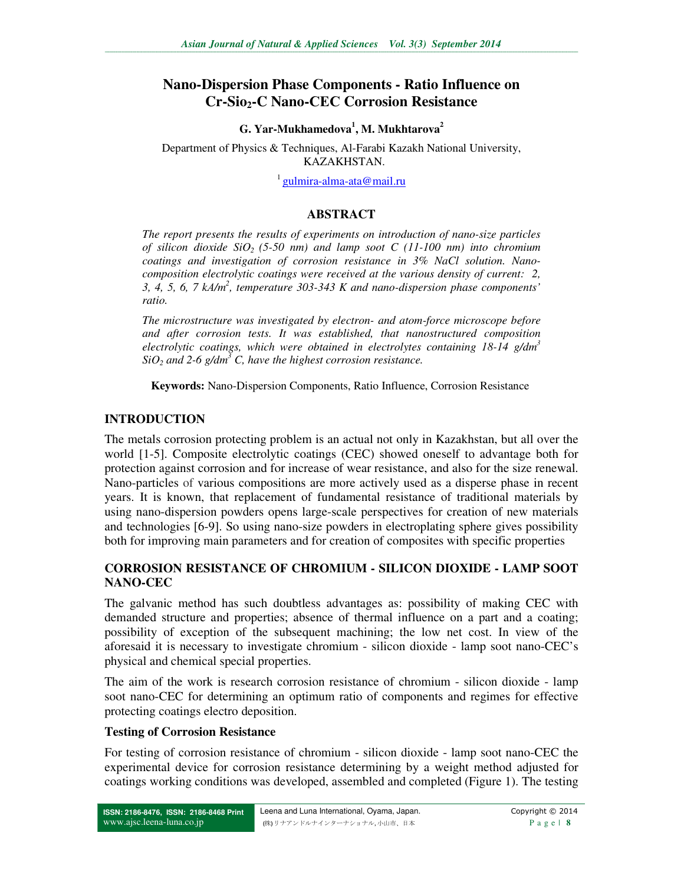# Nano-Dispersion Phase Components - Ratio Influence on Cr-Sio$_2$-C Nano-CEC Corrosion Resistance

**G. Yar-Mukhamedova[1], M. Mukhtarova[2]**

Department of Physics & Techniques, Al-Farabi Kazakh National University, KAZAKHSTAN.

[1] gulmira-alma-ata@mail.ru

## ABSTRACT

*The report presents the results of experiments on introduction of nano-size particles of silicon dioxide $SiO_2$ (5-50 nm) and lamp soot C (11-100 nm) into chromium coatings and investigation of corrosion resistance in 3% NaCl solution. Nano-composition electrolytic coatings were received at the various density of current: 2, 3, 4, 5, 6, 7 kA/m$^2$, temperature 303-343 K and nano-dispersion phase components' ratio.*

*The microstructure was investigated by electron- and atom-force microscope before and after corrosion tests. It was established, that nanostructured composition electrolytic coatings, which were obtained in electrolytes containing 18-14 g/dm$^3$ $SiO_2$ and 2-6 g/dm$^3$ C, have the highest corrosion resistance.*

**Keywords:** Nano-Dispersion Components, Ratio Influence, Corrosion Resistance

## INTRODUCTION

The metals corrosion protecting problem is an actual not only in Kazakhstan, but all over the world [1-5]. Composite electrolytic coatings (CEC) showed oneself to advantage both for protection against corrosion and for increase of wear resistance, and also for the size renewal. Nano-particles of various compositions are more actively used as a disperse phase in recent years. It is known, that replacement of fundamental resistance of traditional materials by using nano-dispersion powders opens large-scale perspectives for creation of new materials and technologies [6-9]. So using nano-size powders in electroplating sphere gives possibility both for improving main parameters and for creation of composites with specific properties

## CORROSION RESISTANCE OF CHROMIUM - SILICON DIOXIDE - LAMP SOOT NANO-CEC

The galvanic method has such doubtless advantages as: possibility of making CEC with demanded structure and properties; absence of thermal influence on a part and a coating; possibility of exception of the subsequent machining; the low net cost. In view of the aforesaid it is necessary to investigate chromium - silicon dioxide - lamp soot nano-CEC's physical and chemical special properties.

The aim of the work is research corrosion resistance of chromium - silicon dioxide - lamp soot nano-CEC for determining an optimum ratio of components and regimes for effective protecting coatings electro deposition.

### Testing of Corrosion Resistance

For testing of corrosion resistance of chromium - silicon dioxide - lamp soot nano-CEC the experimental device for corrosion resistance determining by a weight method adjusted for coatings working conditions was developed, assembled and completed (Figure 1). The testing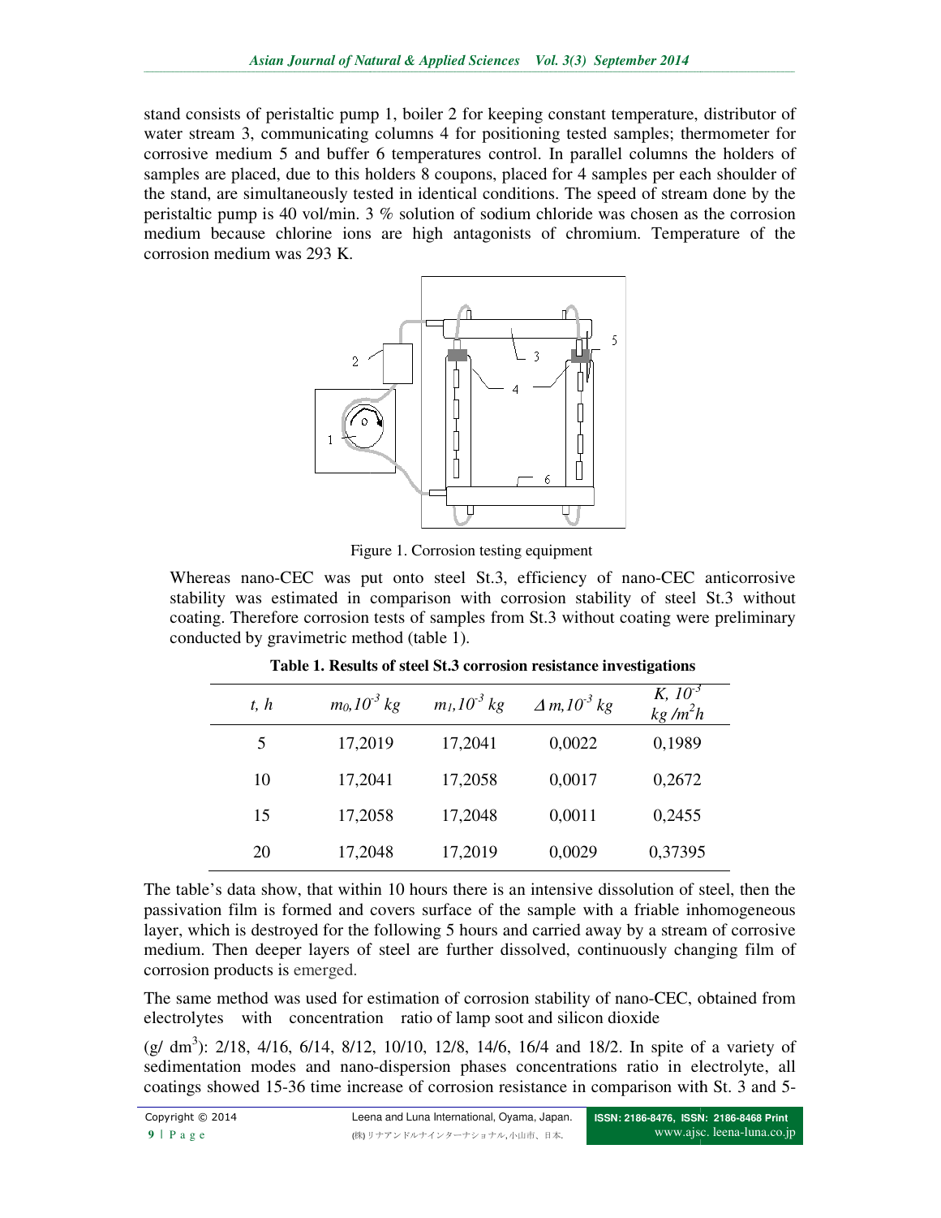stand consists of peristaltic pump 1, boiler 2 for keeping constant temperature, distributor of water stream 3, communicating columns 4 for positioning tested samples; thermometer for corrosive medium 5 and buffer 6 temperatures control. In parallel columns the holders of samples are placed, due to this holders 8 coupons, placed for 4 samples per each shoulder of the stand, are simultaneously tested in identical conditions. The speed of stream done by the peristaltic pump is 40 vol/min. 3 % solution of sodium chloride was chosen as the corrosion medium because chlorine ions are high antagonists of chromium. Temperature of the corrosion medium was 293 K.

Figure 1. Corrosion testing equipment

Whereas nano-CEC was put onto steel St.3, efficiency of nano-CEC anticorrosive stability was estimated in comparison with corrosion stability of steel St.3 without coating. Therefore corrosion tests of samples from St.3 without coating were preliminary conducted by gravimetric method (table 1).

**Table 1. Results of steel St.3 corrosion resistance investigations**

| *t, h* | $m_0, 10^{-3}$ kg | $m_1, 10^{-3}$ kg | $\Delta m, 10^{-3}$ kg | $K, 10^{-3}$ kg /m$^2$h |
|---|---|---|---|---|
| 5 | 17,2019 | 17,2041 | 0,0022 | 0,1989 |
| 10 | 17,2041 | 17,2058 | 0,0017 | 0,2672 |
| 15 | 17,2058 | 17,2048 | 0,0011 | 0,2455 |
| 20 | 17,2048 | 17,2019 | 0,0029 | 0,37395 |

The table's data show, that within 10 hours there is an intensive dissolution of steel, then the passivation film is formed and covers surface of the sample with a friable inhomogeneous layer, which is destroyed for the following 5 hours and carried away by a stream of corrosive medium. Then deeper layers of steel are further dissolved, continuously changing film of corrosion products is emerged.

The same method was used for estimation of corrosion stability of nano-CEC, obtained from electrolytes with concentration ratio of lamp soot and silicon dioxide

(g/ dm$^3$): 2/18, 4/16, 6/14, 8/12, 10/10, 12/8, 14/6, 16/4 and 18/2. In spite of a variety of sedimentation modes and nano-dispersion phases concentrations ratio in electrolyte, all coatings showed 15-36 time increase of corrosion resistance in comparison with St. 3 and 5-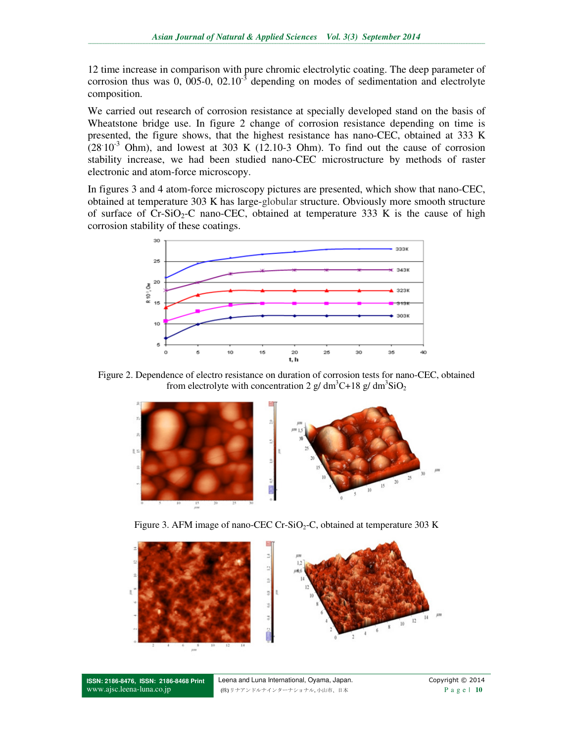12 time increase in comparison with pure chromic electrolytic coating. The deep parameter of corrosion thus was 0, 005-0, $02.10^{-3}$ depending on modes of sedimentation and electrolyte composition.

We carried out research of corrosion resistance at specially developed stand on the basis of Wheatstone bridge use. In figure 2 change of corrosion resistance depending on time is presented, the figure shows, that the highest resistance has nano-CEC, obtained at 333 K ($28 \cdot 10^{-3}$ Ohm), and lowest at 303 K (12.10-3 Ohm). To find out the cause of corrosion stability increase, we had been studied nano-CEC microstructure by methods of raster electronic and atom-force microscopy.

In figures 3 and 4 atom-force microscopy pictures are presented, which show that nano-CEC, obtained at temperature 303 K has large-globular structure. Obviously more smooth structure of surface of $Cr$-$SiO_2$-$C$ nano-CEC, obtained at temperature 333 K is the cause of high corrosion stability of these coatings.

Figure 2. Dependence of electro resistance on duration of corrosion tests for nano-CEC, obtained from electrolyte with concentration 2 g/ $dm^3$C+18 g/ $dm^3SiO_2$

Figure 3. AFM image of nano-CEC $Cr$-$SiO_2$-$C$, obtained at temperature 303 K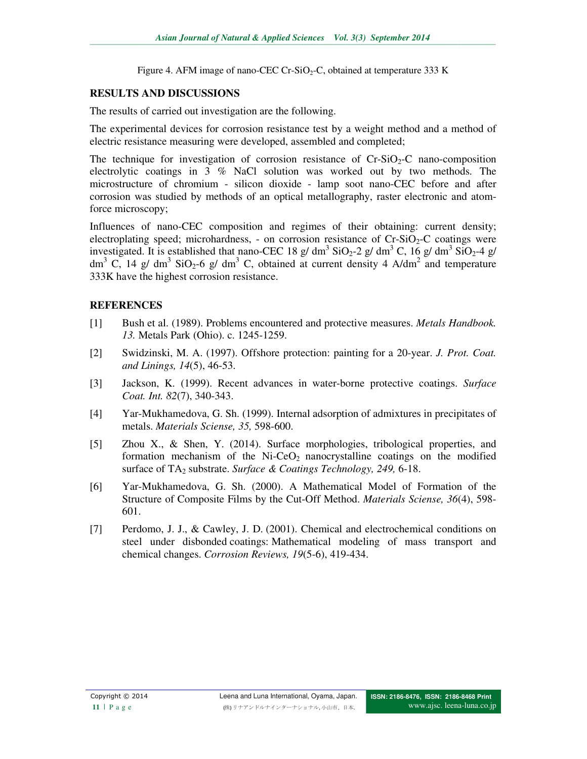Figure 4. AFM image of nano-CEC Cr-$SiO_2$-C, obtained at temperature 333 K

## RESULTS AND DISCUSSIONS

The results of carried out investigation are the following.

The experimental devices for corrosion resistance test by a weight method and a method of electric resistance measuring were developed, assembled and completed;

The technique for investigation of corrosion resistance of Cr-$SiO_2$-C nano-composition electrolytic coatings in 3 % NaCl solution was worked out by two methods. The microstructure of chromium - silicon dioxide - lamp soot nano-CEC before and after corrosion was studied by methods of an optical metallography, raster electronic and atom-force microscopy;

Influences of nano-CEC composition and regimes of their obtaining: current density; electroplating speed; microhardness, - on corrosion resistance of Cr-$SiO_2$-C coatings were investigated. It is established that nano-CEC 18 g/ $dm^3$ $SiO_2$-2 g/ $dm^3$ C, 16 g/ $dm^3$ $SiO_2$-4 g/ $dm^3$ C, 14 g/ $dm^3$ $SiO_2$-6 g/ $dm^3$ C, obtained at current density 4 A/$dm^2$ and temperature 333K have the highest corrosion resistance.

## REFERENCES

[1] Bush et al. (1989). Problems encountered and protective measures. *Metals Handbook. 13.* Metals Park (Ohio). c. 1245-1259.

[2] Swidzinski, M. A. (1997). Offshore protection: painting for a 20-year. *J. Prot. Coat. and Linings, 14*(5), 46-53.

[3] Jackson, K. (1999). Recent advances in water-borne protective coatings. *Surface Coat. Int. 82*(7), 340-343.

[4] Yar-Mukhamedova, G. Sh. (1999). Internal adsorption of admixtures in precipitates of metals. *Materials Sciense, 35,* 598-600.

[5] Zhou X., & Shen, Y. (2014). Surface morphologies, tribological properties, and formation mechanism of the Ni-$CeO_2$ nanocrystalline coatings on the modified surface of $TA_2$ substrate. *Surface & Coatings Technology, 249,* 6-18.

[6] Yar-Mukhamedova, G. Sh. (2000). A Mathematical Model of Formation of the Structure of Composite Films by the Cut-Off Method. *Materials Sciense, 36*(4), 598-601.

[7] Perdomo, J. J., & Cawley, J. D. (2001). Chemical and electrochemical conditions on steel under disbonded coatings: Mathematical modeling of mass transport and chemical changes. *Corrosion Reviews, 19*(5-6), 419-434.